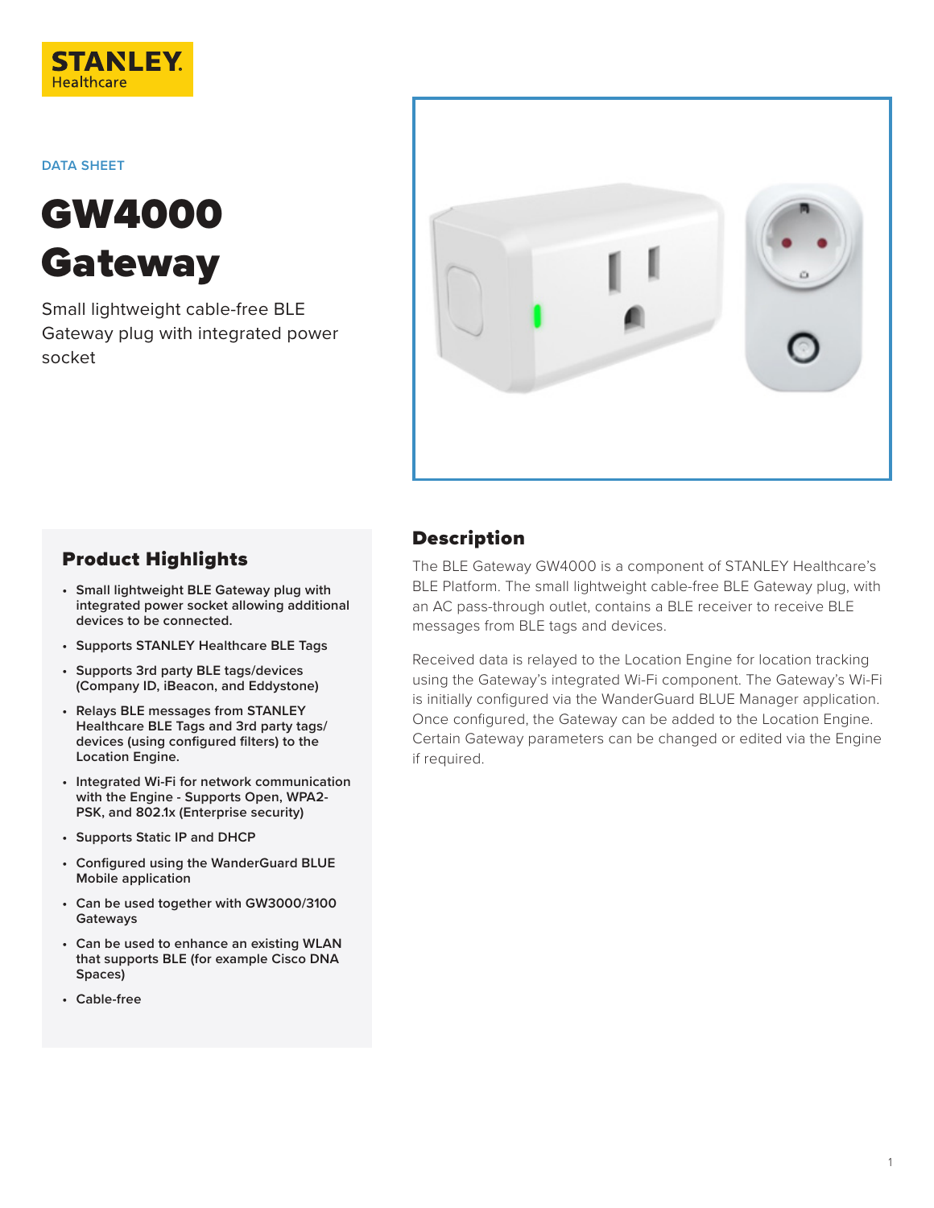STANLEY
Healthcare

DATA SHEET

# GW4000 Gateway

Small lightweight cable-free BLE Gateway plug with integrated power socket

## Product Highlights

- **Small lightweight BLE Gateway plug with integrated power socket allowing additional devices to be connected.**
- **Supports STANLEY Healthcare BLE Tags**
- **Supports 3rd party BLE tags/devices (Company ID, iBeacon, and Eddystone)**
- **Relays BLE messages from STANLEY Healthcare BLE Tags and 3rd party tags/ devices (using configured filters) to the Location Engine.**
- **Integrated Wi-Fi for network communication with the Engine - Supports Open, WPA2-PSK, and 802.1x (Enterprise security)**
- **Supports Static IP and DHCP**
- **Configured using the WanderGuard BLUE Mobile application**
- **Can be used together with GW3000/3100 Gateways**
- **Can be used to enhance an existing WLAN that supports BLE (for example Cisco DNA Spaces)**
- **Cable-free**

## Description

The BLE Gateway GW4000 is a component of STANLEY Healthcare's BLE Platform. The small lightweight cable-free BLE Gateway plug, with an AC pass-through outlet, contains a BLE receiver to receive BLE messages from BLE tags and devices.

Received data is relayed to the Location Engine for location tracking using the Gateway's integrated Wi-Fi component. The Gateway's Wi-Fi is initially configured via the WanderGuard BLUE Manager application. Once configured, the Gateway can be added to the Location Engine. Certain Gateway parameters can be changed or edited via the Engine if required.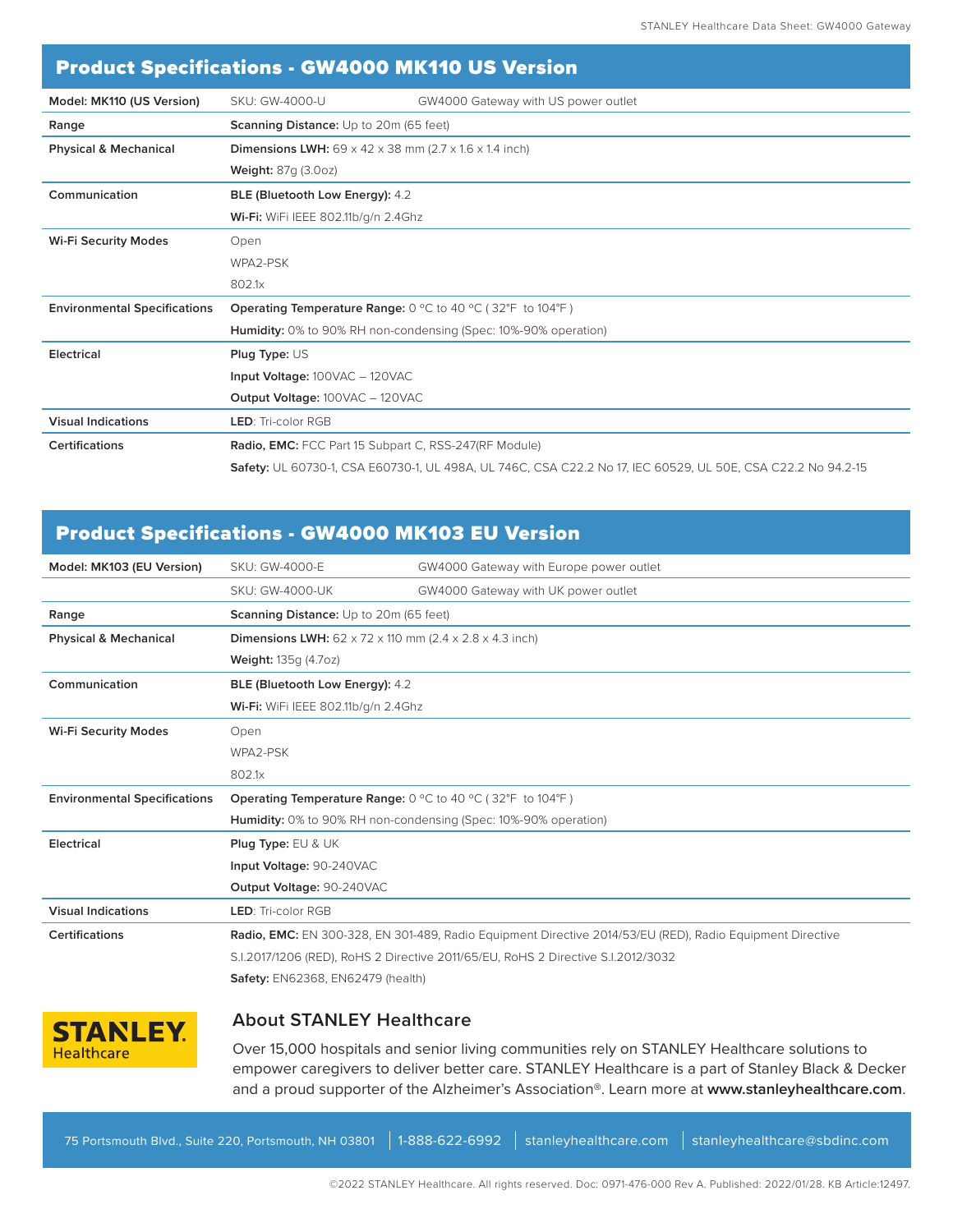## Product Specifications - GW4000 MK110 US Version

| | | |
|---|---|---|
| **Model: MK110 (US Version)** | SKU: GW-4000-U | GW4000 Gateway with US power outlet |
| **Range** | **Scanning Distance:** Up to 20m (65 feet) | |
| **Physical & Mechanical** | **Dimensions LWH:** 69 x 42 x 38 mm (2.7 x 1.6 x 1.4 inch) | |
| | **Weight:** 87g (3.0oz) | |
| **Communication** | **BLE (Bluetooth Low Energy):** 4.2 | |
| | **Wi-Fi:** WiFi IEEE 802.11b/g/n 2.4Ghz | |
| **Wi-Fi Security Modes** | Open | |
| | WPA2-PSK | |
| | 802.1x | |
| **Environmental Specifications** | **Operating Temperature Range:** 0 °C to 40 °C ( 32°F to 104°F ) | |
| | **Humidity:** 0% to 90% RH non-condensing (Spec: 10%-90% operation) | |
| **Electrical** | **Plug Type:** US | |
| | **Input Voltage:** 100VAC – 120VAC | |
| | **Output Voltage:** 100VAC – 120VAC | |
| **Visual Indications** | **LED**: Tri-color RGB | |
| **Certifications** | **Radio, EMC:** FCC Part 15 Subpart C, RSS-247(RF Module) | |
| | **Safety:** UL 60730-1, CSA E60730-1, UL 498A, UL 746C, CSA C22.2 No 17, IEC 60529, UL 50E, CSA C22.2 No 94.2-15 | |

## Product Specifications - GW4000 MK103 EU Version

| | | |
|---|---|---|
| **Model: MK103 (EU Version)** | SKU: GW-4000-E | GW4000 Gateway with Europe power outlet |
| | SKU: GW-4000-UK | GW4000 Gateway with UK power outlet |
| **Range** | **Scanning Distance:** Up to 20m (65 feet) | |
| **Physical & Mechanical** | **Dimensions LWH:** 62 x 72 x 110 mm (2.4 x 2.8 x 4.3 inch) | |
| | **Weight:** 135g (4.7oz) | |
| **Communication** | **BLE (Bluetooth Low Energy):** 4.2 | |
| | **Wi-Fi:** WiFi IEEE 802.11b/g/n 2.4Ghz | |
| **Wi-Fi Security Modes** | Open | |
| | WPA2-PSK | |
| | 802.1x | |
| **Environmental Specifications** | **Operating Temperature Range:** 0 °C to 40 °C ( 32°F to 104°F ) | |
| | **Humidity:** 0% to 90% RH non-condensing (Spec: 10%-90% operation) | |
| **Electrical** | **Plug Type:** EU & UK | |
| | **Input Voltage:** 90-240VAC | |
| | **Output Voltage:** 90-240VAC | |
| **Visual Indications** | **LED**: Tri-color RGB | |
| **Certifications** | **Radio, EMC:** EN 300-328, EN 301-489, Radio Equipment Directive 2014/53/EU (RED), Radio Equipment Directive S.I.2017/1206 (RED), RoHS 2 Directive 2011/65/EU, RoHS 2 Directive S.I.2012/3032 | |
| | **Safety:** EN62368, EN62479 (health) | |

STANLEY. Healthcare

### About STANLEY Healthcare

Over 15,000 hospitals and senior living communities rely on STANLEY Healthcare solutions to empower caregivers to deliver better care. STANLEY Healthcare is a part of Stanley Black & Decker and a proud supporter of the Alzheimer's Association®. Learn more at **www.stanleyhealthcare.com**.

75 Portsmouth Blvd., Suite 220, Portsmouth, NH 03801 | 1-888-622-6992 | stanleyhealthcare.com | stanleyhealthcare@sbdinc.com

©2022 STANLEY Healthcare. All rights reserved. Doc: 0971-476-000 Rev A. Published: 2022/01/28. KB Article:12497.